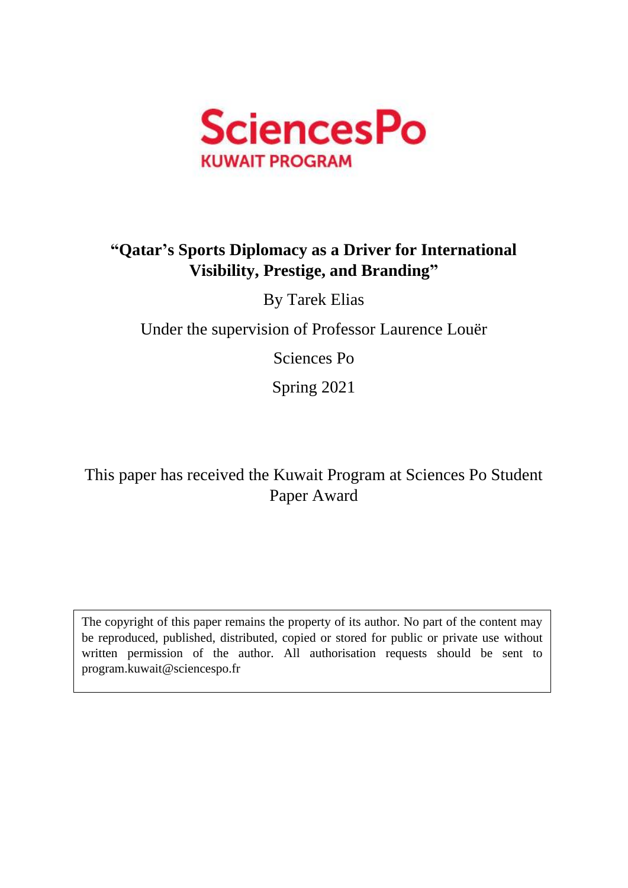SciencesPo

KUWAIT PROGRAM

# "Qatar's Sports Diplomacy as a Driver for International Visibility, Prestige, and Branding"

By Tarek Elias

Under the supervision of Professor Laurence Louër

Sciences Po

Spring 2021

This paper has received the Kuwait Program at Sciences Po Student Paper Award

The copyright of this paper remains the property of its author. No part of the content may be reproduced, published, distributed, copied or stored for public or private use without written permission of the author. All authorisation requests should be sent to program.kuwait@sciencespo.fr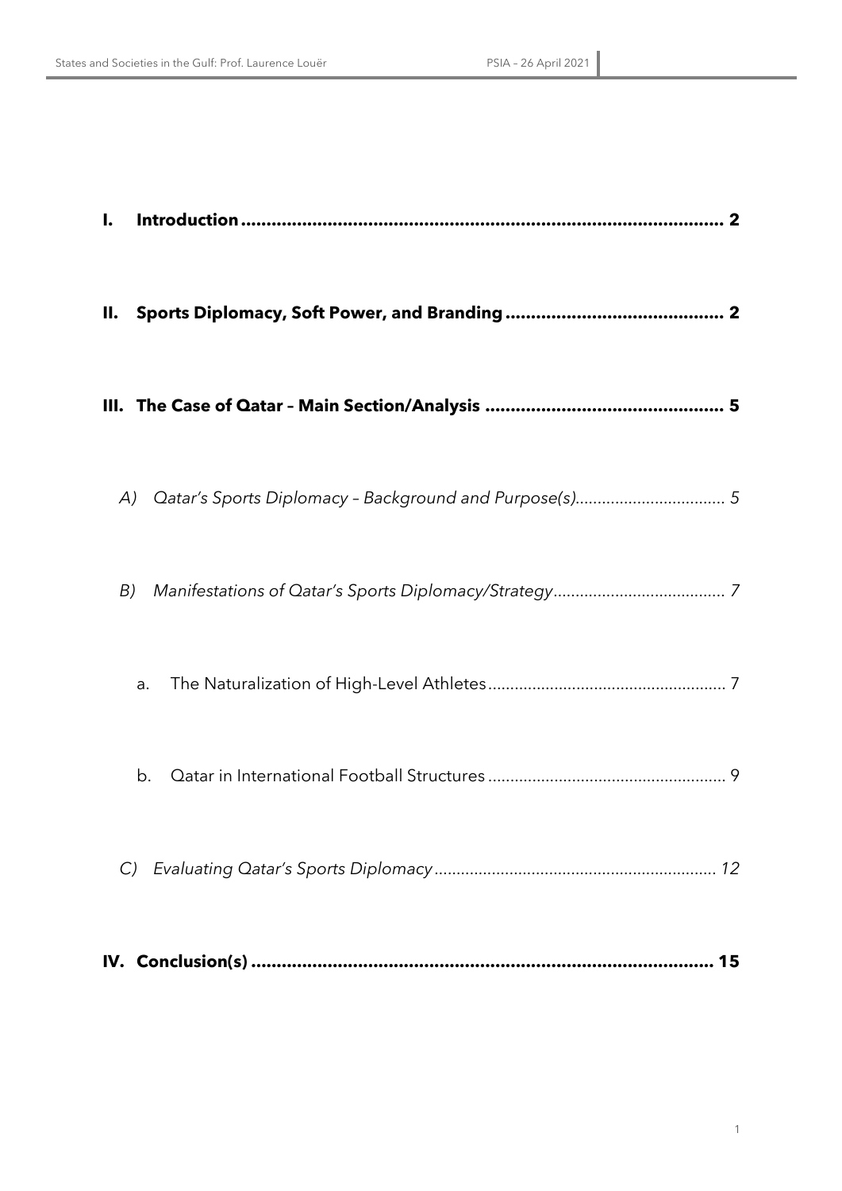**I. Introduction** .......................................................................................... **2**

**II. Sports Diplomacy, Soft Power, and Branding** .......................................... **2**

**III. The Case of Qatar – Main Section/Analysis** ............................................... **5**

*A) Qatar's Sports Diplomacy – Background and Purpose(s)*.................................. *5*

*B) Manifestations of Qatar's Sports Diplomacy/Strategy*....................................... *7*

a. The Naturalization of High-Level Athletes...................................................... 7

b. Qatar in International Football Structures...................................................... 9

*C) Evaluating Qatar's Sports Diplomacy*................................................................ *12*

**IV. Conclusion(s)** ........................................................................................... **15**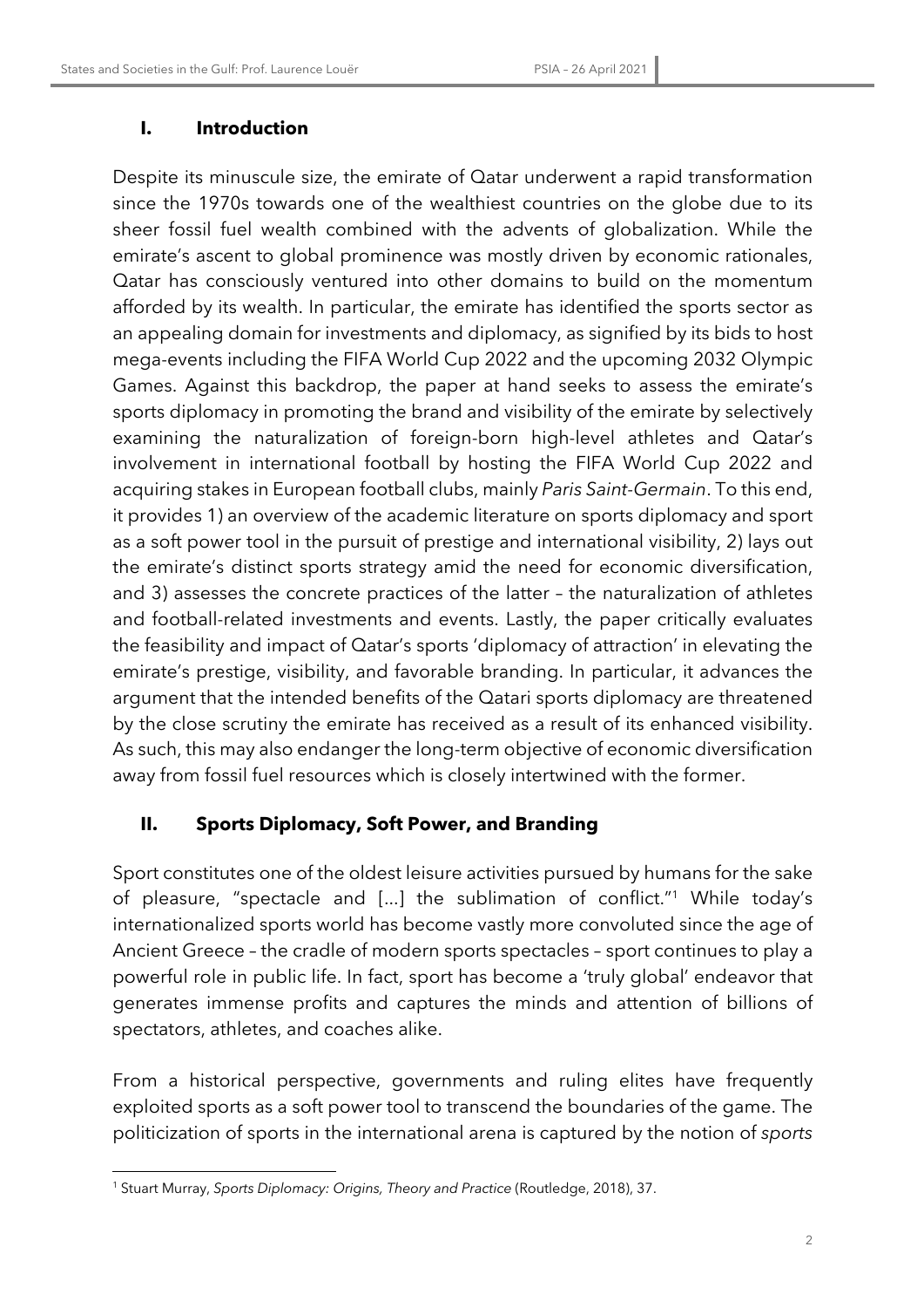## I. Introduction

Despite its minuscule size, the emirate of Qatar underwent a rapid transformation since the 1970s towards one of the wealthiest countries on the globe due to its sheer fossil fuel wealth combined with the advents of globalization. While the emirate's ascent to global prominence was mostly driven by economic rationales, Qatar has consciously ventured into other domains to build on the momentum afforded by its wealth. In particular, the emirate has identified the sports sector as an appealing domain for investments and diplomacy, as signified by its bids to host mega-events including the FIFA World Cup 2022 and the upcoming 2032 Olympic Games. Against this backdrop, the paper at hand seeks to assess the emirate's sports diplomacy in promoting the brand and visibility of the emirate by selectively examining the naturalization of foreign-born high-level athletes and Qatar's involvement in international football by hosting the FIFA World Cup 2022 and acquiring stakes in European football clubs, mainly *Paris Saint-Germain*. To this end, it provides 1) an overview of the academic literature on sports diplomacy and sport as a soft power tool in the pursuit of prestige and international visibility, 2) lays out the emirate's distinct sports strategy amid the need for economic diversification, and 3) assesses the concrete practices of the latter – the naturalization of athletes and football-related investments and events. Lastly, the paper critically evaluates the feasibility and impact of Qatar's sports 'diplomacy of attraction' in elevating the emirate's prestige, visibility, and favorable branding. In particular, it advances the argument that the intended benefits of the Qatari sports diplomacy are threatened by the close scrutiny the emirate has received as a result of its enhanced visibility. As such, this may also endanger the long-term objective of economic diversification away from fossil fuel resources which is closely intertwined with the former.

## II. Sports Diplomacy, Soft Power, and Branding

Sport constitutes one of the oldest leisure activities pursued by humans for the sake of pleasure, "spectacle and [...] the sublimation of conflict."[1] While today's internationalized sports world has become vastly more convoluted since the age of Ancient Greece – the cradle of modern sports spectacles – sport continues to play a powerful role in public life. In fact, sport has become a 'truly global' endeavor that generates immense profits and captures the minds and attention of billions of spectators, athletes, and coaches alike.

From a historical perspective, governments and ruling elites have frequently exploited sports as a soft power tool to transcend the boundaries of the game. The politicization of sports in the international arena is captured by the notion of *sports*

[1] Stuart Murray, *Sports Diplomacy: Origins, Theory and Practice* (Routledge, 2018), 37.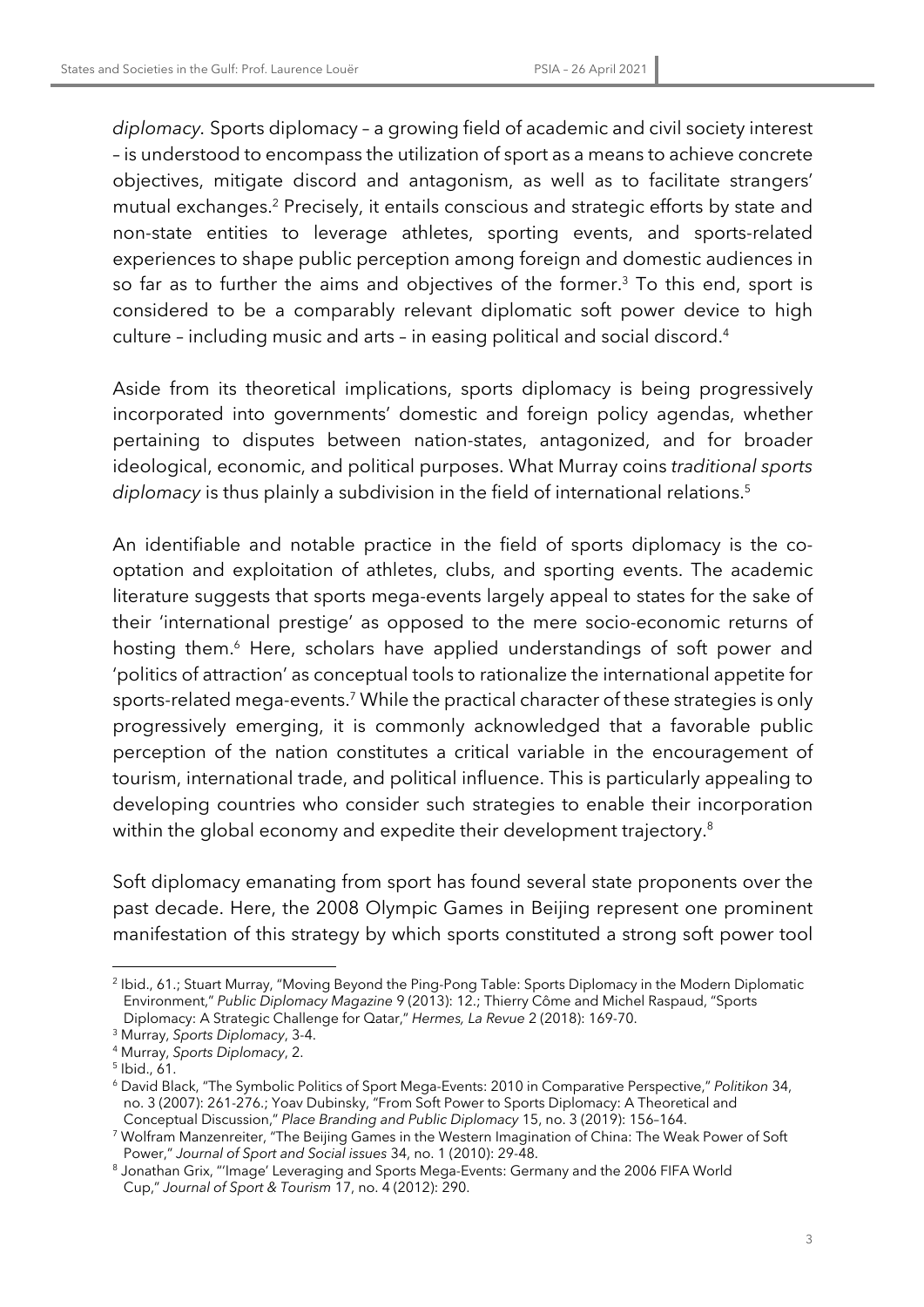*diplomacy.* Sports diplomacy – a growing field of academic and civil society interest – is understood to encompass the utilization of sport as a means to achieve concrete objectives, mitigate discord and antagonism, as well as to facilitate strangers' mutual exchanges.[2] Precisely, it entails conscious and strategic efforts by state and non-state entities to leverage athletes, sporting events, and sports-related experiences to shape public perception among foreign and domestic audiences in so far as to further the aims and objectives of the former.[3] To this end, sport is considered to be a comparably relevant diplomatic soft power device to high culture – including music and arts – in easing political and social discord.[4]

Aside from its theoretical implications, sports diplomacy is being progressively incorporated into governments' domestic and foreign policy agendas, whether pertaining to disputes between nation-states, antagonized, and for broader ideological, economic, and political purposes. What Murray coins *traditional sports diplomacy* is thus plainly a subdivision in the field of international relations.[5]

An identifiable and notable practice in the field of sports diplomacy is the co-optation and exploitation of athletes, clubs, and sporting events. The academic literature suggests that sports mega-events largely appeal to states for the sake of their 'international prestige' as opposed to the mere socio-economic returns of hosting them.[6] Here, scholars have applied understandings of soft power and 'politics of attraction' as conceptual tools to rationalize the international appetite for sports-related mega-events.[7] While the practical character of these strategies is only progressively emerging, it is commonly acknowledged that a favorable public perception of the nation constitutes a critical variable in the encouragement of tourism, international trade, and political influence. This is particularly appealing to developing countries who consider such strategies to enable their incorporation within the global economy and expedite their development trajectory.[8]

Soft diplomacy emanating from sport has found several state proponents over the past decade. Here, the 2008 Olympic Games in Beijing represent one prominent manifestation of this strategy by which sports constituted a strong soft power tool

---

[2] Ibid., 61.; Stuart Murray, "Moving Beyond the Ping-Pong Table: Sports Diplomacy in the Modern Diplomatic Environment," *Public Diplomacy Magazine* 9 (2013): 12.; Thierry Côme and Michel Raspaud, "Sports Diplomacy: A Strategic Challenge for Qatar," *Hermes, La Revue* 2 (2018): 169-70.

[3] Murray, *Sports Diplomacy*, 3-4.

[4] Murray, *Sports Diplomacy*, 2.

[5] Ibid., 61.

[6] David Black, "The Symbolic Politics of Sport Mega-Events: 2010 in Comparative Perspective," *Politikon* 34, no. 3 (2007): 261-276.; Yoav Dubinsky, "From Soft Power to Sports Diplomacy: A Theoretical and Conceptual Discussion," *Place Branding and Public Diplomacy* 15, no. 3 (2019): 156–164.

[7] Wolfram Manzenreiter, "The Beijing Games in the Western Imagination of China: The Weak Power of Soft Power," *Journal of Sport and Social issues* 34, no. 1 (2010): 29-48.

[8] Jonathan Grix, "'Image' Leveraging and Sports Mega-Events: Germany and the 2006 FIFA World Cup," *Journal of Sport & Tourism* 17, no. 4 (2012): 290.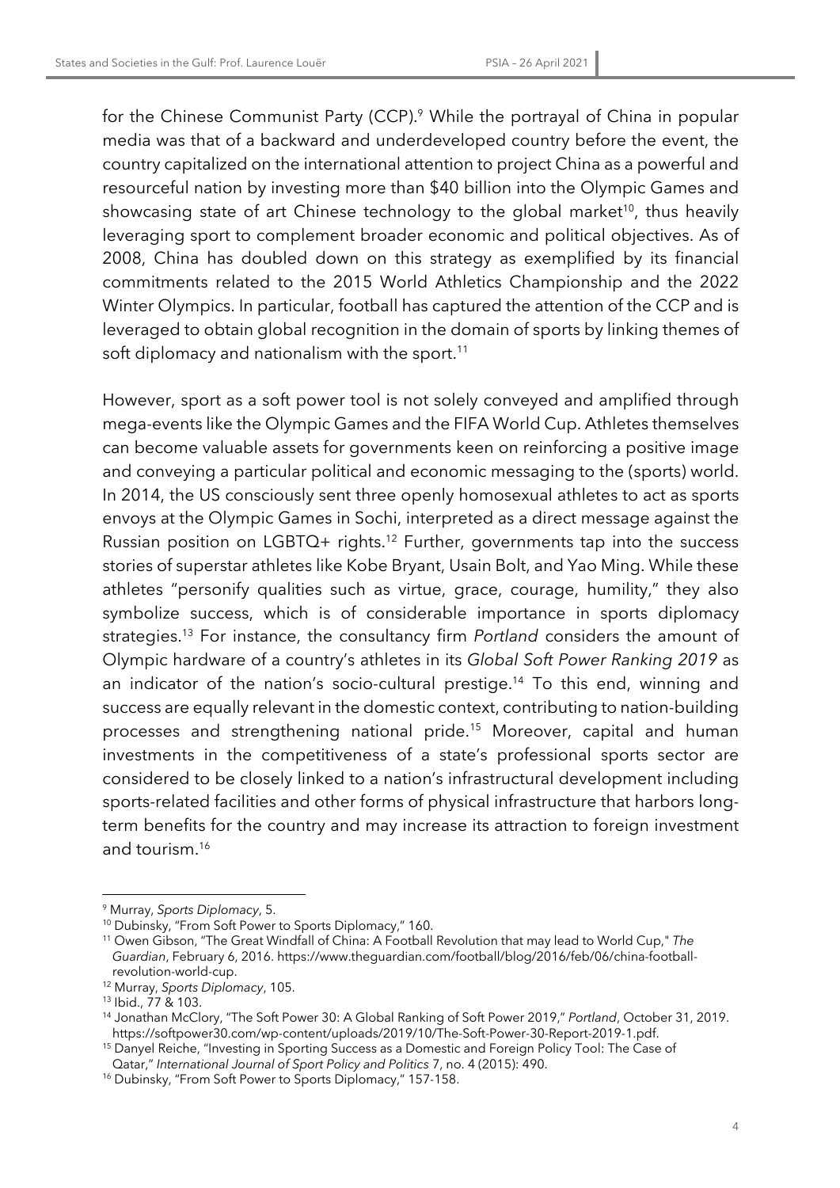for the Chinese Communist Party (CCP).[9] While the portrayal of China in popular media was that of a backward and underdeveloped country before the event, the country capitalized on the international attention to project China as a powerful and resourceful nation by investing more than $40 billion into the Olympic Games and showcasing state of art Chinese technology to the global market[10], thus heavily leveraging sport to complement broader economic and political objectives. As of 2008, China has doubled down on this strategy as exemplified by its financial commitments related to the 2015 World Athletics Championship and the 2022 Winter Olympics. In particular, football has captured the attention of the CCP and is leveraged to obtain global recognition in the domain of sports by linking themes of soft diplomacy and nationalism with the sport.[11]

However, sport as a soft power tool is not solely conveyed and amplified through mega-events like the Olympic Games and the FIFA World Cup. Athletes themselves can become valuable assets for governments keen on reinforcing a positive image and conveying a particular political and economic messaging to the (sports) world. In 2014, the US consciously sent three openly homosexual athletes to act as sports envoys at the Olympic Games in Sochi, interpreted as a direct message against the Russian position on LGBTQ+ rights.[12] Further, governments tap into the success stories of superstar athletes like Kobe Bryant, Usain Bolt, and Yao Ming. While these athletes "personify qualities such as virtue, grace, courage, humility," they also symbolize success, which is of considerable importance in sports diplomacy strategies.[13] For instance, the consultancy firm *Portland* considers the amount of Olympic hardware of a country's athletes in its *Global Soft Power Ranking 2019* as an indicator of the nation's socio-cultural prestige.[14] To this end, winning and success are equally relevant in the domestic context, contributing to nation-building processes and strengthening national pride.[15] Moreover, capital and human investments in the competitiveness of a state's professional sports sector are considered to be closely linked to a nation's infrastructural development including sports-related facilities and other forms of physical infrastructure that harbors long-term benefits for the country and may increase its attraction to foreign investment and tourism.[16]

---

[9] Murray, *Sports Diplomacy*, 5.

[10] Dubinsky, "From Soft Power to Sports Diplomacy," 160.

[11] Owen Gibson, "The Great Windfall of China: A Football Revolution that may lead to World Cup," *The Guardian*, February 6, 2016. https://www.theguardian.com/football/blog/2016/feb/06/china-football-revolution-world-cup.

[12] Murray, *Sports Diplomacy*, 105.

[13] Ibid., 77 & 103.

[14] Jonathan McClory, "The Soft Power 30: A Global Ranking of Soft Power 2019," *Portland*, October 31, 2019. https://softpower30.com/wp-content/uploads/2019/10/The-Soft-Power-30-Report-2019-1.pdf.

[15] Danyel Reiche, "Investing in Sporting Success as a Domestic and Foreign Policy Tool: The Case of Qatar," *International Journal of Sport Policy and Politics* 7, no. 4 (2015): 490.

[16] Dubinsky, "From Soft Power to Sports Diplomacy," 157-158.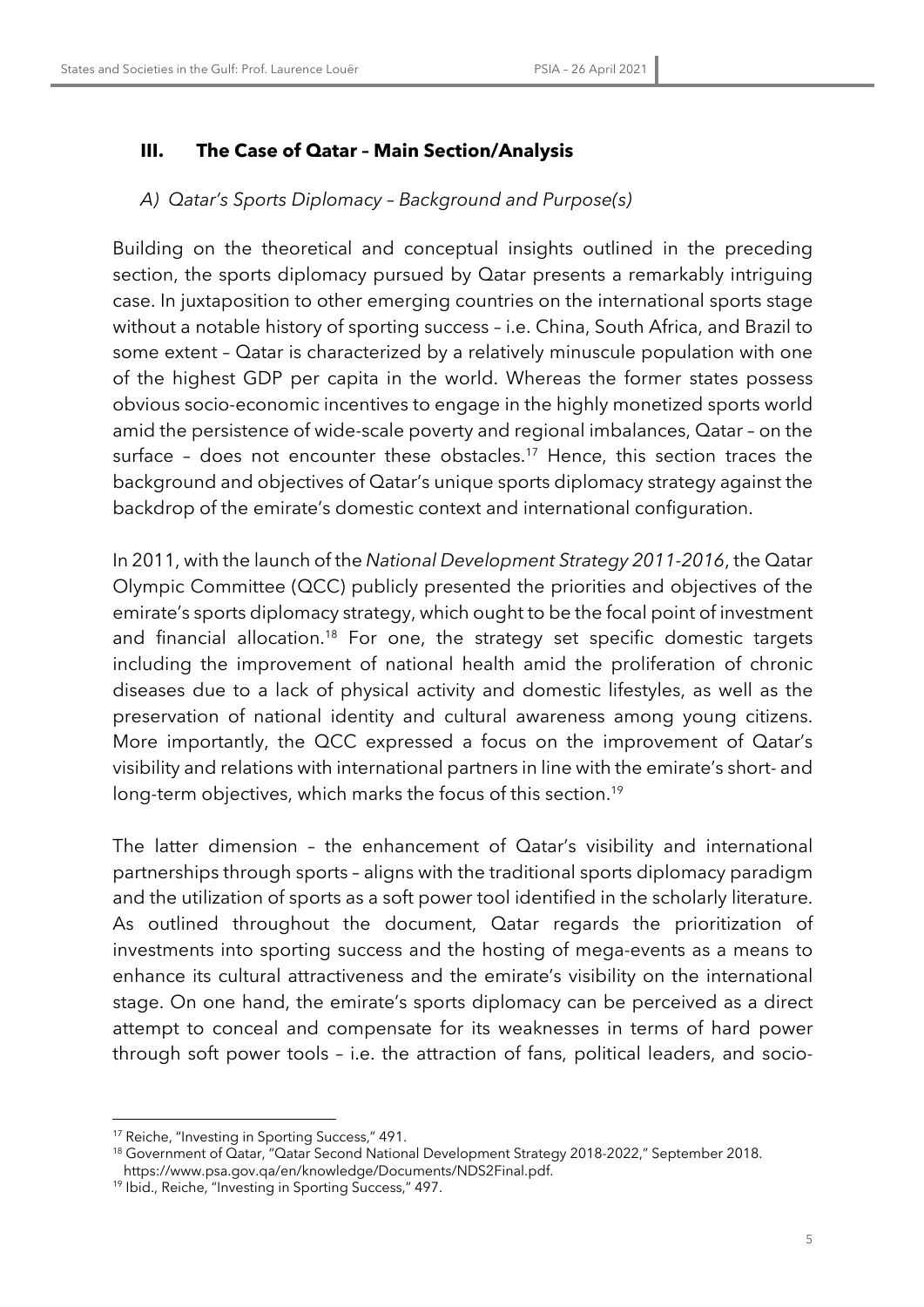## III. The Case of Qatar – Main Section/Analysis

### *A) Qatar's Sports Diplomacy – Background and Purpose(s)*

Building on the theoretical and conceptual insights outlined in the preceding section, the sports diplomacy pursued by Qatar presents a remarkably intriguing case. In juxtaposition to other emerging countries on the international sports stage without a notable history of sporting success – i.e. China, South Africa, and Brazil to some extent – Qatar is characterized by a relatively minuscule population with one of the highest GDP per capita in the world. Whereas the former states possess obvious socio-economic incentives to engage in the highly monetized sports world amid the persistence of wide-scale poverty and regional imbalances, Qatar – on the surface – does not encounter these obstacles.[17] Hence, this section traces the background and objectives of Qatar's unique sports diplomacy strategy against the backdrop of the emirate's domestic context and international configuration.

In 2011, with the launch of the *National Development Strategy 2011-2016*, the Qatar Olympic Committee (QCC) publicly presented the priorities and objectives of the emirate's sports diplomacy strategy, which ought to be the focal point of investment and financial allocation.[18] For one, the strategy set specific domestic targets including the improvement of national health amid the proliferation of chronic diseases due to a lack of physical activity and domestic lifestyles, as well as the preservation of national identity and cultural awareness among young citizens. More importantly, the QCC expressed a focus on the improvement of Qatar's visibility and relations with international partners in line with the emirate's short- and long-term objectives, which marks the focus of this section.[19]

The latter dimension – the enhancement of Qatar's visibility and international partnerships through sports – aligns with the traditional sports diplomacy paradigm and the utilization of sports as a soft power tool identified in the scholarly literature. As outlined throughout the document, Qatar regards the prioritization of investments into sporting success and the hosting of mega-events as a means to enhance its cultural attractiveness and the emirate's visibility on the international stage. On one hand, the emirate's sports diplomacy can be perceived as a direct attempt to conceal and compensate for its weaknesses in terms of hard power through soft power tools – i.e. the attraction of fans, political leaders, and socio-

---

[17] Reiche, "Investing in Sporting Success," 491.

[18] Government of Qatar, "Qatar Second National Development Strategy 2018-2022," September 2018. https://www.psa.gov.qa/en/knowledge/Documents/NDS2Final.pdf.

[19] Ibid., Reiche, "Investing in Sporting Success," 497.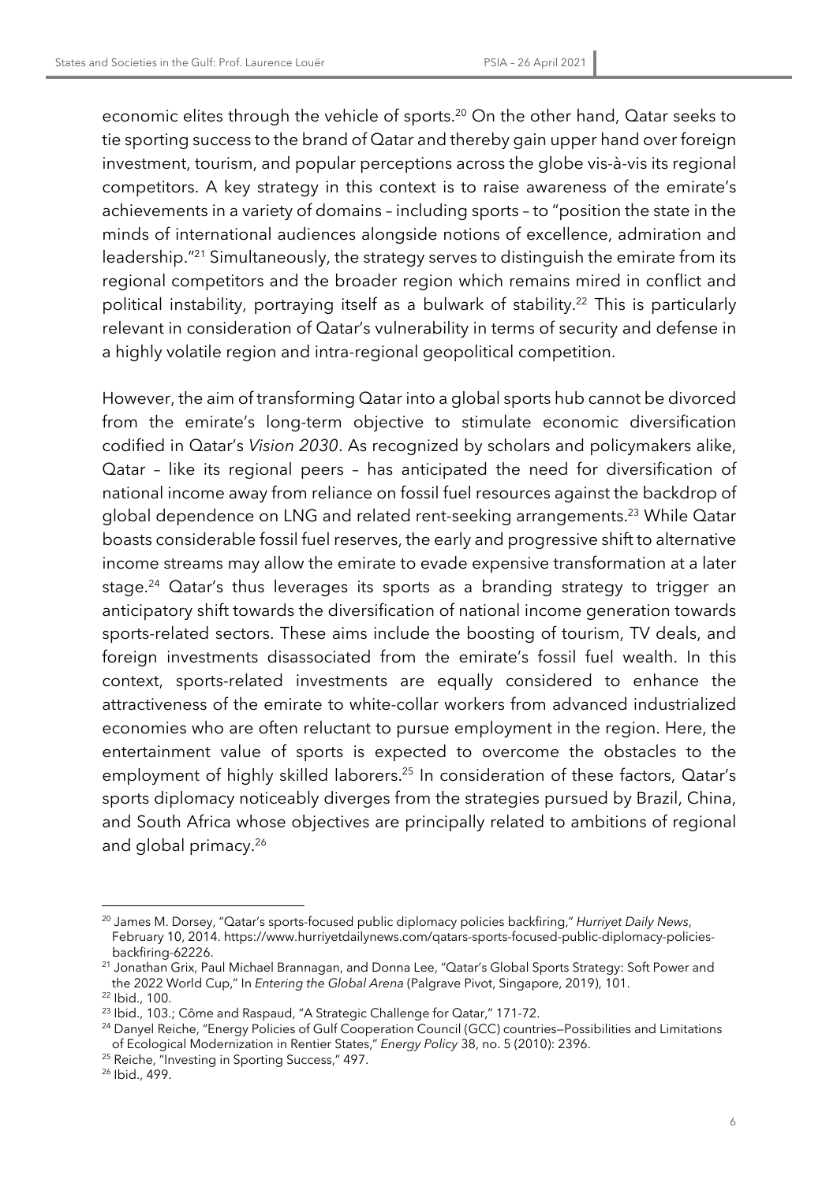economic elites through the vehicle of sports.[20] On the other hand, Qatar seeks to tie sporting success to the brand of Qatar and thereby gain upper hand over foreign investment, tourism, and popular perceptions across the globe vis-à-vis its regional competitors. A key strategy in this context is to raise awareness of the emirate's achievements in a variety of domains – including sports – to "position the state in the minds of international audiences alongside notions of excellence, admiration and leadership."[21] Simultaneously, the strategy serves to distinguish the emirate from its regional competitors and the broader region which remains mired in conflict and political instability, portraying itself as a bulwark of stability.[22] This is particularly relevant in consideration of Qatar's vulnerability in terms of security and defense in a highly volatile region and intra-regional geopolitical competition.

However, the aim of transforming Qatar into a global sports hub cannot be divorced from the emirate's long-term objective to stimulate economic diversification codified in Qatar's *Vision 2030*. As recognized by scholars and policymakers alike, Qatar – like its regional peers – has anticipated the need for diversification of national income away from reliance on fossil fuel resources against the backdrop of global dependence on LNG and related rent-seeking arrangements.[23] While Qatar boasts considerable fossil fuel reserves, the early and progressive shift to alternative income streams may allow the emirate to evade expensive transformation at a later stage.[24] Qatar's thus leverages its sports as a branding strategy to trigger an anticipatory shift towards the diversification of national income generation towards sports-related sectors. These aims include the boosting of tourism, TV deals, and foreign investments disassociated from the emirate's fossil fuel wealth. In this context, sports-related investments are equally considered to enhance the attractiveness of the emirate to white-collar workers from advanced industrialized economies who are often reluctant to pursue employment in the region. Here, the entertainment value of sports is expected to overcome the obstacles to the employment of highly skilled laborers.[25] In consideration of these factors, Qatar's sports diplomacy noticeably diverges from the strategies pursued by Brazil, China, and South Africa whose objectives are principally related to ambitions of regional and global primacy.[26]

---

[20] James M. Dorsey, "Qatar's sports-focused public diplomacy policies backfiring," *Hurriyet Daily News*, February 10, 2014. https://www.hurriyetdailynews.com/qatars-sports-focused-public-diplomacy-policies-backfiring-62226.

[21] Jonathan Grix, Paul Michael Brannagan, and Donna Lee, "Qatar's Global Sports Strategy: Soft Power and the 2022 World Cup," In *Entering the Global Arena* (Palgrave Pivot, Singapore, 2019), 101.

[22] Ibid., 100.

[23] Ibid., 103.; Côme and Raspaud, "A Strategic Challenge for Qatar," 171-72.

[24] Danyel Reiche, "Energy Policies of Gulf Cooperation Council (GCC) countries—Possibilities and Limitations of Ecological Modernization in Rentier States," *Energy Policy* 38, no. 5 (2010): 2396.

[25] Reiche, "Investing in Sporting Success," 497.

[26] Ibid., 499.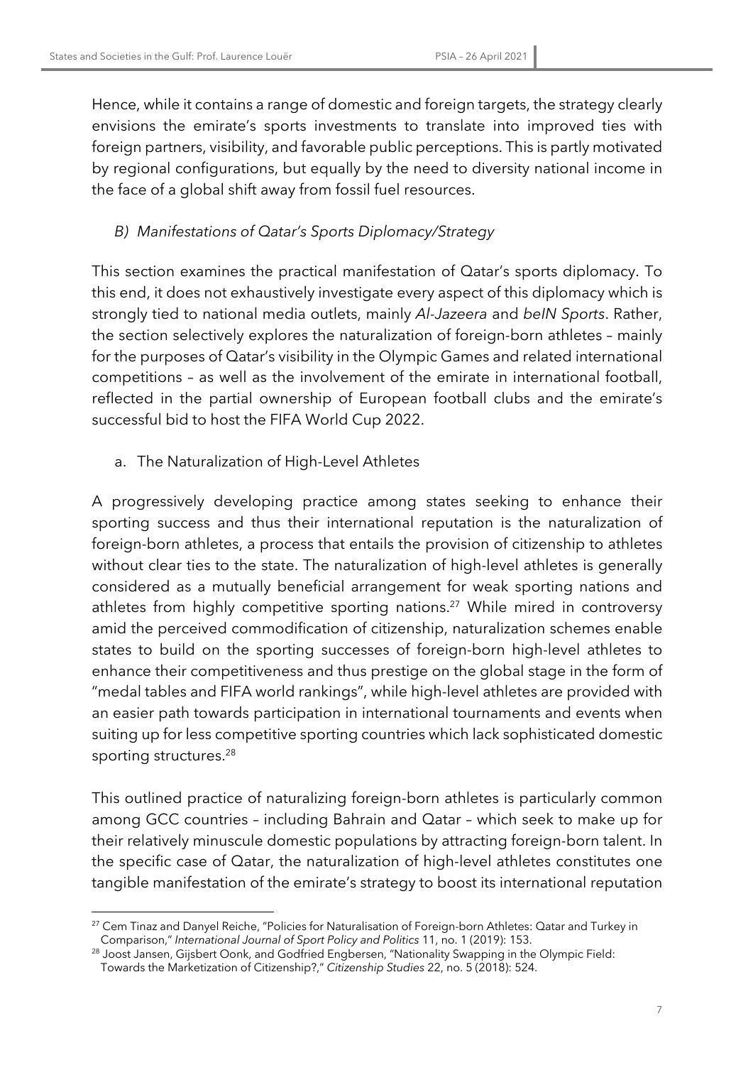Hence, while it contains a range of domestic and foreign targets, the strategy clearly envisions the emirate's sports investments to translate into improved ties with foreign partners, visibility, and favorable public perceptions. This is partly motivated by regional configurations, but equally by the need to diversity national income in the face of a global shift away from fossil fuel resources.

### *B) Manifestations of Qatar's Sports Diplomacy/Strategy*

This section examines the practical manifestation of Qatar's sports diplomacy. To this end, it does not exhaustively investigate every aspect of this diplomacy which is strongly tied to national media outlets, mainly *Al-Jazeera* and *beIN Sports*. Rather, the section selectively explores the naturalization of foreign-born athletes – mainly for the purposes of Qatar's visibility in the Olympic Games and related international competitions – as well as the involvement of the emirate in international football, reflected in the partial ownership of European football clubs and the emirate's successful bid to host the FIFA World Cup 2022.

#### a. The Naturalization of High-Level Athletes

A progressively developing practice among states seeking to enhance their sporting success and thus their international reputation is the naturalization of foreign-born athletes, a process that entails the provision of citizenship to athletes without clear ties to the state. The naturalization of high-level athletes is generally considered as a mutually beneficial arrangement for weak sporting nations and athletes from highly competitive sporting nations.[27] While mired in controversy amid the perceived commodification of citizenship, naturalization schemes enable states to build on the sporting successes of foreign-born high-level athletes to enhance their competitiveness and thus prestige on the global stage in the form of "medal tables and FIFA world rankings", while high-level athletes are provided with an easier path towards participation in international tournaments and events when suiting up for less competitive sporting countries which lack sophisticated domestic sporting structures.[28]

This outlined practice of naturalizing foreign-born athletes is particularly common among GCC countries – including Bahrain and Qatar – which seek to make up for their relatively minuscule domestic populations by attracting foreign-born talent. In the specific case of Qatar, the naturalization of high-level athletes constitutes one tangible manifestation of the emirate's strategy to boost its international reputation

---

[27] Cem Tinaz and Danyel Reiche, "Policies for Naturalisation of Foreign-born Athletes: Qatar and Turkey in Comparison," *International Journal of Sport Policy and Politics* 11, no. 1 (2019): 153.

[28] Joost Jansen, Gijsbert Oonk, and Godfried Engbersen, "Nationality Swapping in the Olympic Field: Towards the Marketization of Citizenship?," *Citizenship Studies* 22, no. 5 (2018): 524.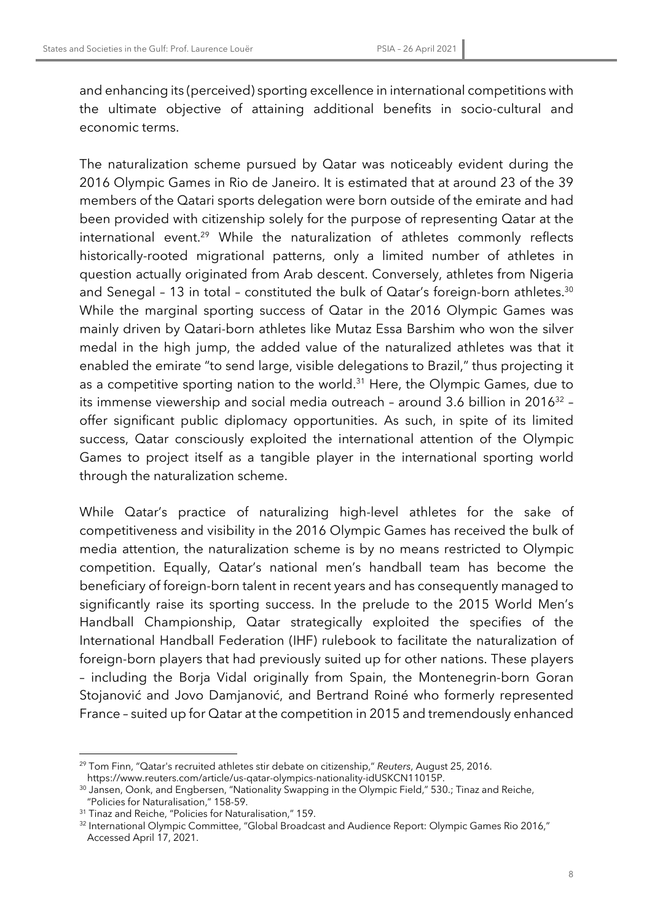and enhancing its (perceived) sporting excellence in international competitions with the ultimate objective of attaining additional benefits in socio-cultural and economic terms.

The naturalization scheme pursued by Qatar was noticeably evident during the 2016 Olympic Games in Rio de Janeiro. It is estimated that at around 23 of the 39 members of the Qatari sports delegation were born outside of the emirate and had been provided with citizenship solely for the purpose of representing Qatar at the international event.[29] While the naturalization of athletes commonly reflects historically-rooted migrational patterns, only a limited number of athletes in question actually originated from Arab descent. Conversely, athletes from Nigeria and Senegal – 13 in total – constituted the bulk of Qatar's foreign-born athletes.[30] While the marginal sporting success of Qatar in the 2016 Olympic Games was mainly driven by Qatari-born athletes like Mutaz Essa Barshim who won the silver medal in the high jump, the added value of the naturalized athletes was that it enabled the emirate "to send large, visible delegations to Brazil," thus projecting it as a competitive sporting nation to the world.[31] Here, the Olympic Games, due to its immense viewership and social media outreach – around 3.6 billion in 2016[32] – offer significant public diplomacy opportunities. As such, in spite of its limited success, Qatar consciously exploited the international attention of the Olympic Games to project itself as a tangible player in the international sporting world through the naturalization scheme.

While Qatar's practice of naturalizing high-level athletes for the sake of competitiveness and visibility in the 2016 Olympic Games has received the bulk of media attention, the naturalization scheme is by no means restricted to Olympic competition. Equally, Qatar's national men's handball team has become the beneficiary of foreign-born talent in recent years and has consequently managed to significantly raise its sporting success. In the prelude to the 2015 World Men's Handball Championship, Qatar strategically exploited the specifies of the International Handball Federation (IHF) rulebook to facilitate the naturalization of foreign-born players that had previously suited up for other nations. These players – including the Borja Vidal originally from Spain, the Montenegrin-born Goran Stojanović and Jovo Damjanović, and Bertrand Roiné who formerly represented France – suited up for Qatar at the competition in 2015 and tremendously enhanced

---

[29] Tom Finn, "Qatar's recruited athletes stir debate on citizenship," *Reuters*, August 25, 2016. https://www.reuters.com/article/us-qatar-olympics-nationality-idUSKCN11015P.

[30] Jansen, Oonk, and Engbersen, "Nationality Swapping in the Olympic Field," 530.; Tinaz and Reiche, "Policies for Naturalisation," 158-59.

[31] Tinaz and Reiche, "Policies for Naturalisation," 159.

[32] International Olympic Committee, "Global Broadcast and Audience Report: Olympic Games Rio 2016," Accessed April 17, 2021.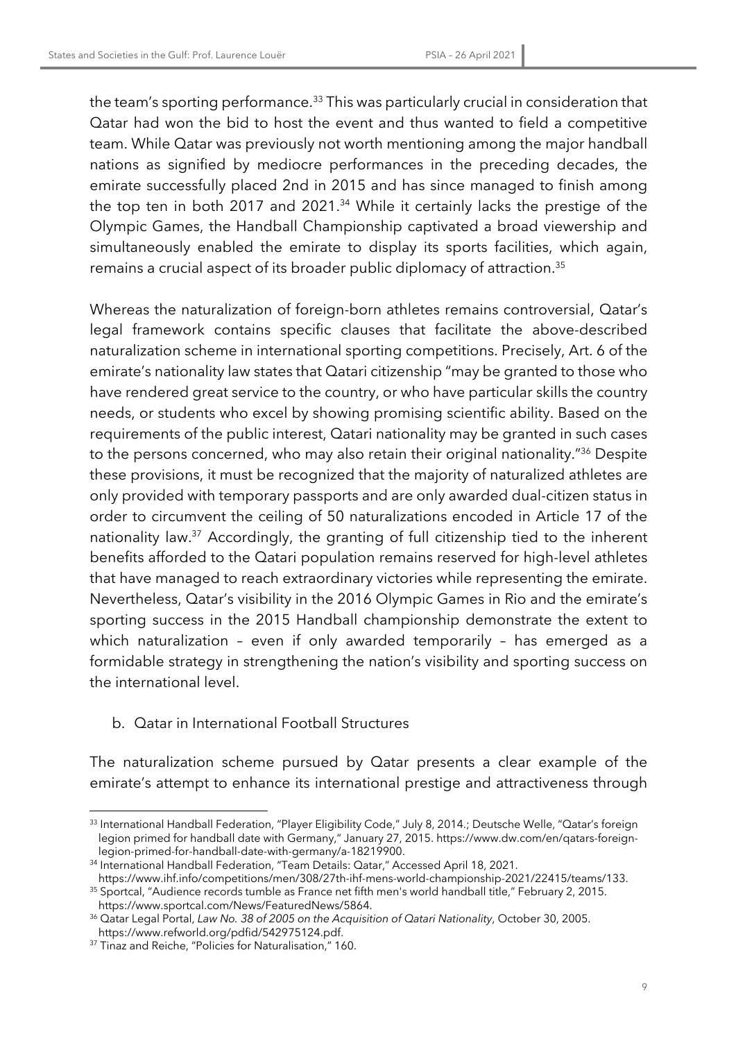the team's sporting performance.[33] This was particularly crucial in consideration that Qatar had won the bid to host the event and thus wanted to field a competitive team. While Qatar was previously not worth mentioning among the major handball nations as signified by mediocre performances in the preceding decades, the emirate successfully placed 2nd in 2015 and has since managed to finish among the top ten in both 2017 and 2021.[34] While it certainly lacks the prestige of the Olympic Games, the Handball Championship captivated a broad viewership and simultaneously enabled the emirate to display its sports facilities, which again, remains a crucial aspect of its broader public diplomacy of attraction.[35]

Whereas the naturalization of foreign-born athletes remains controversial, Qatar's legal framework contains specific clauses that facilitate the above-described naturalization scheme in international sporting competitions. Precisely, Art. 6 of the emirate's nationality law states that Qatari citizenship "may be granted to those who have rendered great service to the country, or who have particular skills the country needs, or students who excel by showing promising scientific ability. Based on the requirements of the public interest, Qatari nationality may be granted in such cases to the persons concerned, who may also retain their original nationality."[36] Despite these provisions, it must be recognized that the majority of naturalized athletes are only provided with temporary passports and are only awarded dual-citizen status in order to circumvent the ceiling of 50 naturalizations encoded in Article 17 of the nationality law.[37] Accordingly, the granting of full citizenship tied to the inherent benefits afforded to the Qatari population remains reserved for high-level athletes that have managed to reach extraordinary victories while representing the emirate. Nevertheless, Qatar's visibility in the 2016 Olympic Games in Rio and the emirate's sporting success in the 2015 Handball championship demonstrate the extent to which naturalization – even if only awarded temporarily – has emerged as a formidable strategy in strengthening the nation's visibility and sporting success on the international level.

### b. Qatar in International Football Structures

The naturalization scheme pursued by Qatar presents a clear example of the emirate's attempt to enhance its international prestige and attractiveness through

---

[33] International Handball Federation, "Player Eligibility Code," July 8, 2014.; Deutsche Welle, "Qatar's foreign legion primed for handball date with Germany," January 27, 2015. https://www.dw.com/en/qatars-foreign-legion-primed-for-handball-date-with-germany/a-18219900.

[34] International Handball Federation, "Team Details: Qatar," Accessed April 18, 2021. https://www.ihf.info/competitions/men/308/27th-ihf-mens-world-championship-2021/22415/teams/133.

[35] Sportcal, "Audience records tumble as France net fifth men's world handball title," February 2, 2015. https://www.sportcal.com/News/FeaturedNews/5864.

[36] Qatar Legal Portal, *Law No. 38 of 2005 on the Acquisition of Qatari Nationality*, October 30, 2005. https://www.refworld.org/pdfid/542975124.pdf.

[37] Tinaz and Reiche, "Policies for Naturalisation," 160.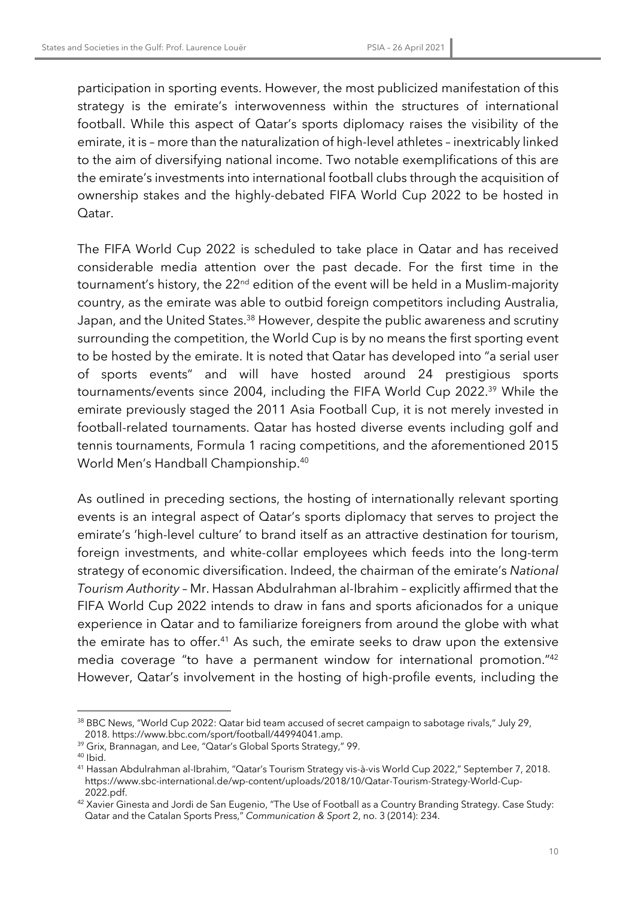participation in sporting events. However, the most publicized manifestation of this strategy is the emirate's interwovenness within the structures of international football. While this aspect of Qatar's sports diplomacy raises the visibility of the emirate, it is – more than the naturalization of high-level athletes – inextricably linked to the aim of diversifying national income. Two notable exemplifications of this are the emirate's investments into international football clubs through the acquisition of ownership stakes and the highly-debated FIFA World Cup 2022 to be hosted in Qatar.

The FIFA World Cup 2022 is scheduled to take place in Qatar and has received considerable media attention over the past decade. For the first time in the tournament's history, the 22nd edition of the event will be held in a Muslim-majority country, as the emirate was able to outbid foreign competitors including Australia, Japan, and the United States.[38] However, despite the public awareness and scrutiny surrounding the competition, the World Cup is by no means the first sporting event to be hosted by the emirate. It is noted that Qatar has developed into "a serial user of sports events" and will have hosted around 24 prestigious sports tournaments/events since 2004, including the FIFA World Cup 2022.[39] While the emirate previously staged the 2011 Asia Football Cup, it is not merely invested in football-related tournaments. Qatar has hosted diverse events including golf and tennis tournaments, Formula 1 racing competitions, and the aforementioned 2015 World Men's Handball Championship.[40]

As outlined in preceding sections, the hosting of internationally relevant sporting events is an integral aspect of Qatar's sports diplomacy that serves to project the emirate's 'high-level culture' to brand itself as an attractive destination for tourism, foreign investments, and white-collar employees which feeds into the long-term strategy of economic diversification. Indeed, the chairman of the emirate's *National Tourism Authority* – Mr. Hassan Abdulrahman al-Ibrahim – explicitly affirmed that the FIFA World Cup 2022 intends to draw in fans and sports aficionados for a unique experience in Qatar and to familiarize foreigners from around the globe with what the emirate has to offer.[41] As such, the emirate seeks to draw upon the extensive media coverage "to have a permanent window for international promotion."[42] However, Qatar's involvement in the hosting of high-profile events, including the

---

[38] BBC News, "World Cup 2022: Qatar bid team accused of secret campaign to sabotage rivals," July 29, 2018. https://www.bbc.com/sport/football/44994041.amp.

[39] Grix, Brannagan, and Lee, "Qatar's Global Sports Strategy," 99.

[40] Ibid.

[41] Hassan Abdulrahman al-Ibrahim, "Qatar's Tourism Strategy vis-à-vis World Cup 2022," September 7, 2018. https://www.sbc-international.de/wp-content/uploads/2018/10/Qatar-Tourism-Strategy-World-Cup-2022.pdf.

[42] Xavier Ginesta and Jordi de San Eugenio, "The Use of Football as a Country Branding Strategy. Case Study: Qatar and the Catalan Sports Press," *Communication & Sport* 2, no. 3 (2014): 234.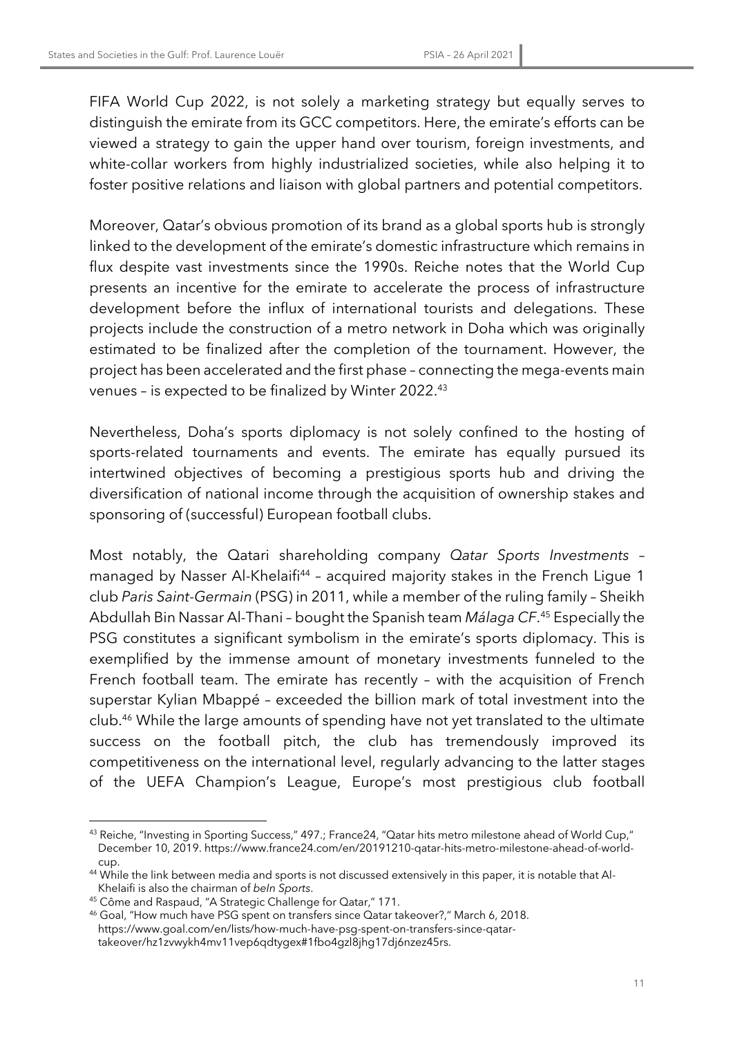FIFA World Cup 2022, is not solely a marketing strategy but equally serves to distinguish the emirate from its GCC competitors. Here, the emirate's efforts can be viewed a strategy to gain the upper hand over tourism, foreign investments, and white-collar workers from highly industrialized societies, while also helping it to foster positive relations and liaison with global partners and potential competitors.

Moreover, Qatar's obvious promotion of its brand as a global sports hub is strongly linked to the development of the emirate's domestic infrastructure which remains in flux despite vast investments since the 1990s. Reiche notes that the World Cup presents an incentive for the emirate to accelerate the process of infrastructure development before the influx of international tourists and delegations. These projects include the construction of a metro network in Doha which was originally estimated to be finalized after the completion of the tournament. However, the project has been accelerated and the first phase – connecting the mega-events main venues – is expected to be finalized by Winter 2022.[43]

Nevertheless, Doha's sports diplomacy is not solely confined to the hosting of sports-related tournaments and events. The emirate has equally pursued its intertwined objectives of becoming a prestigious sports hub and driving the diversification of national income through the acquisition of ownership stakes and sponsoring of (successful) European football clubs.

Most notably, the Qatari shareholding company *Qatar Sports Investments* – managed by Nasser Al-Khelaifi[44] – acquired majority stakes in the French Ligue 1 club *Paris Saint-Germain* (PSG) in 2011, while a member of the ruling family – Sheikh Abdullah Bin Nassar Al-Thani – bought the Spanish team *Málaga CF*.[45] Especially the PSG constitutes a significant symbolism in the emirate's sports diplomacy. This is exemplified by the immense amount of monetary investments funneled to the French football team. The emirate has recently – with the acquisition of French superstar Kylian Mbappé – exceeded the billion mark of total investment into the club.[46] While the large amounts of spending have not yet translated to the ultimate success on the football pitch, the club has tremendously improved its competitiveness on the international level, regularly advancing to the latter stages of the UEFA Champion's League, Europe's most prestigious club football

---

[43] Reiche, "Investing in Sporting Success," 497.; France24, "Qatar hits metro milestone ahead of World Cup," December 10, 2019. https://www.france24.com/en/20191210-qatar-hits-metro-milestone-ahead-of-world-cup.

[44] While the link between media and sports is not discussed extensively in this paper, it is notable that Al-Khelaifi is also the chairman of *beIn Sports*.

[45] Côme and Raspaud, "A Strategic Challenge for Qatar," 171.

[46] Goal, "How much have PSG spent on transfers since Qatar takeover?," March 6, 2018. https://www.goal.com/en/lists/how-much-have-psg-spent-on-transfers-since-qatar-takeover/hz1zvwykh4mv11vep6qdtygex#1fbo4gzl8jhg17dj6nzez45rs.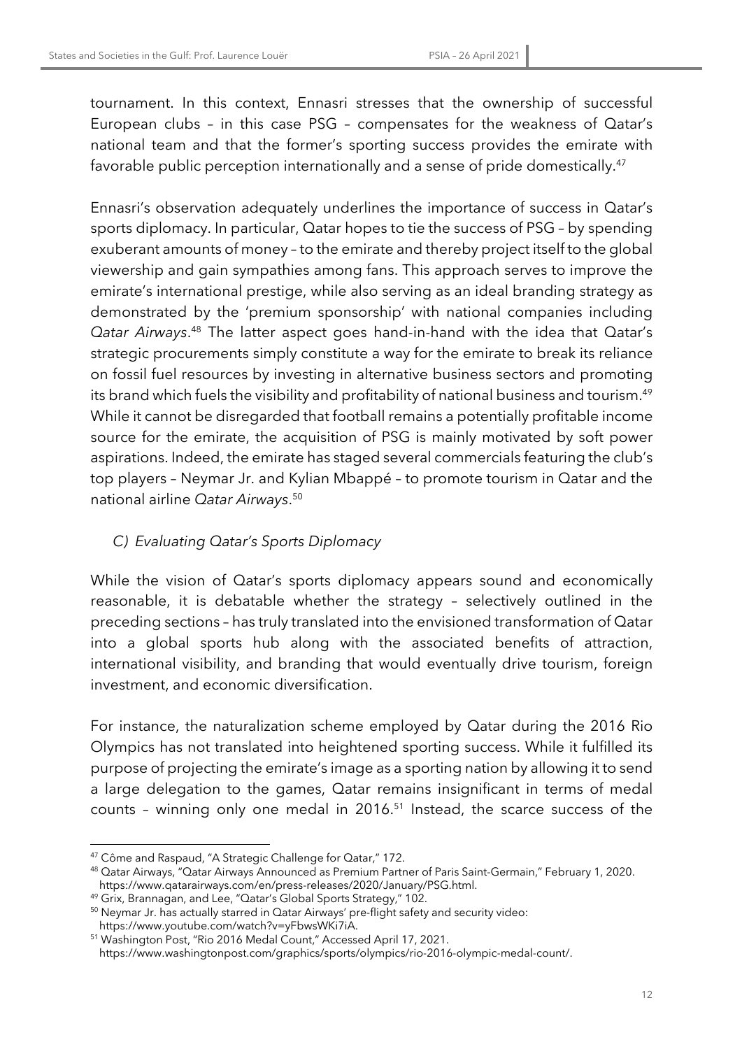tournament. In this context, Ennasri stresses that the ownership of successful European clubs – in this case PSG – compensates for the weakness of Qatar's national team and that the former's sporting success provides the emirate with favorable public perception internationally and a sense of pride domestically.[47]

Ennasri's observation adequately underlines the importance of success in Qatar's sports diplomacy. In particular, Qatar hopes to tie the success of PSG – by spending exuberant amounts of money – to the emirate and thereby project itself to the global viewership and gain sympathies among fans. This approach serves to improve the emirate's international prestige, while also serving as an ideal branding strategy as demonstrated by the 'premium sponsorship' with national companies including *Qatar Airways*.[48] The latter aspect goes hand-in-hand with the idea that Qatar's strategic procurements simply constitute a way for the emirate to break its reliance on fossil fuel resources by investing in alternative business sectors and promoting its brand which fuels the visibility and profitability of national business and tourism.[49] While it cannot be disregarded that football remains a potentially profitable income source for the emirate, the acquisition of PSG is mainly motivated by soft power aspirations. Indeed, the emirate has staged several commercials featuring the club's top players – Neymar Jr. and Kylian Mbappé – to promote tourism in Qatar and the national airline *Qatar Airways*.[50]

### *C) Evaluating Qatar's Sports Diplomacy*

While the vision of Qatar's sports diplomacy appears sound and economically reasonable, it is debatable whether the strategy – selectively outlined in the preceding sections – has truly translated into the envisioned transformation of Qatar into a global sports hub along with the associated benefits of attraction, international visibility, and branding that would eventually drive tourism, foreign investment, and economic diversification.

For instance, the naturalization scheme employed by Qatar during the 2016 Rio Olympics has not translated into heightened sporting success. While it fulfilled its purpose of projecting the emirate's image as a sporting nation by allowing it to send a large delegation to the games, Qatar remains insignificant in terms of medal counts – winning only one medal in 2016.[51] Instead, the scarce success of the

---

[47] Côme and Raspaud, "A Strategic Challenge for Qatar," 172.

[48] Qatar Airways, "Qatar Airways Announced as Premium Partner of Paris Saint-Germain," February 1, 2020. https://www.qatarairways.com/en/press-releases/2020/January/PSG.html.

[49] Grix, Brannagan, and Lee, "Qatar's Global Sports Strategy," 102.

[50] Neymar Jr. has actually starred in Qatar Airways' pre-flight safety and security video: https://www.youtube.com/watch?v=yFbwsWKi7iA.

[51] Washington Post, "Rio 2016 Medal Count," Accessed April 17, 2021. https://www.washingtonpost.com/graphics/sports/olympics/rio-2016-olympic-medal-count/.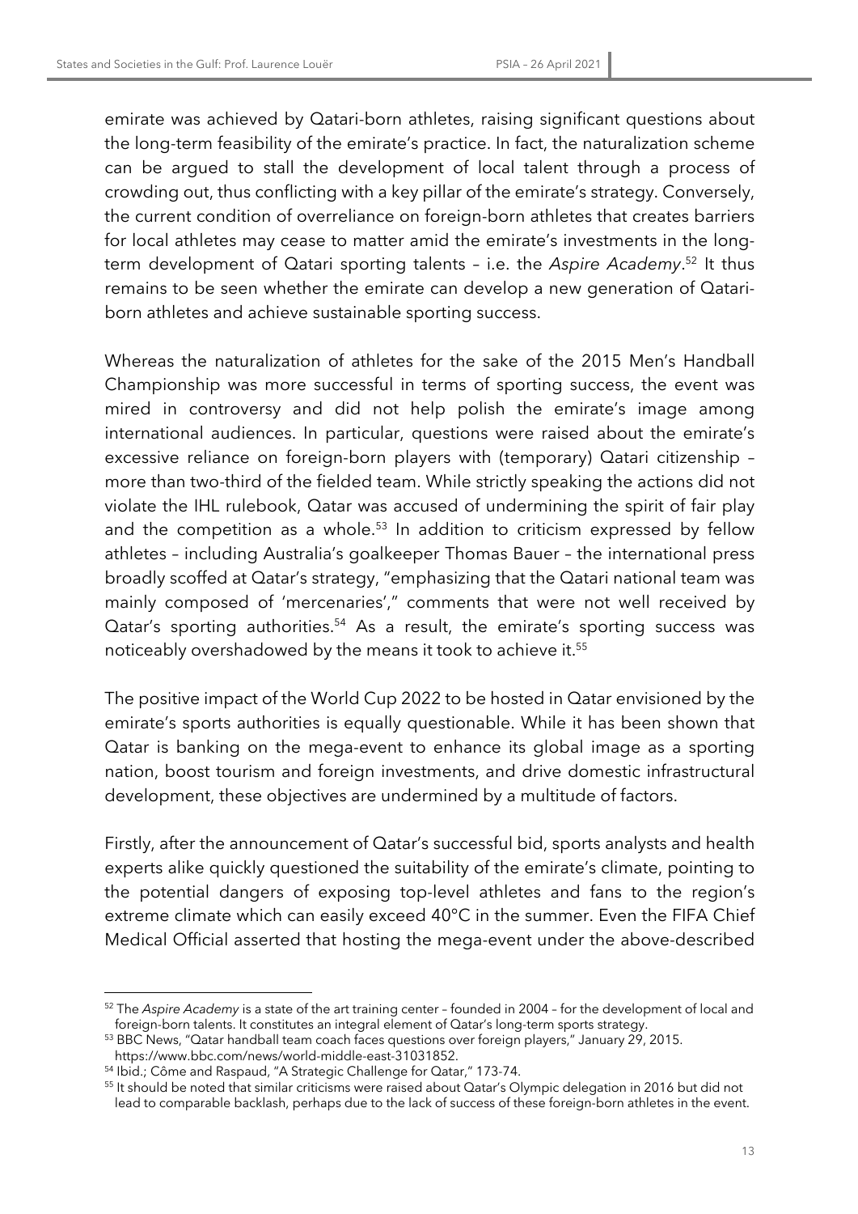emirate was achieved by Qatari-born athletes, raising significant questions about the long-term feasibility of the emirate's practice. In fact, the naturalization scheme can be argued to stall the development of local talent through a process of crowding out, thus conflicting with a key pillar of the emirate's strategy. Conversely, the current condition of overreliance on foreign-born athletes that creates barriers for local athletes may cease to matter amid the emirate's investments in the long-term development of Qatari sporting talents – i.e. the *Aspire Academy*.[52] It thus remains to be seen whether the emirate can develop a new generation of Qatari-born athletes and achieve sustainable sporting success.

Whereas the naturalization of athletes for the sake of the 2015 Men's Handball Championship was more successful in terms of sporting success, the event was mired in controversy and did not help polish the emirate's image among international audiences. In particular, questions were raised about the emirate's excessive reliance on foreign-born players with (temporary) Qatari citizenship – more than two-third of the fielded team. While strictly speaking the actions did not violate the IHL rulebook, Qatar was accused of undermining the spirit of fair play and the competition as a whole.[53] In addition to criticism expressed by fellow athletes – including Australia's goalkeeper Thomas Bauer – the international press broadly scoffed at Qatar's strategy, "emphasizing that the Qatari national team was mainly composed of 'mercenaries'," comments that were not well received by Qatar's sporting authorities.[54] As a result, the emirate's sporting success was noticeably overshadowed by the means it took to achieve it.[55]

The positive impact of the World Cup 2022 to be hosted in Qatar envisioned by the emirate's sports authorities is equally questionable. While it has been shown that Qatar is banking on the mega-event to enhance its global image as a sporting nation, boost tourism and foreign investments, and drive domestic infrastructural development, these objectives are undermined by a multitude of factors.

Firstly, after the announcement of Qatar's successful bid, sports analysts and health experts alike quickly questioned the suitability of the emirate's climate, pointing to the potential dangers of exposing top-level athletes and fans to the region's extreme climate which can easily exceed 40°C in the summer. Even the FIFA Chief Medical Official asserted that hosting the mega-event under the above-described

---

[52] The *Aspire Academy* is a state of the art training center – founded in 2004 – for the development of local and foreign-born talents. It constitutes an integral element of Qatar's long-term sports strategy.

[53] BBC News, "Qatar handball team coach faces questions over foreign players," January 29, 2015. https://www.bbc.com/news/world-middle-east-31031852.

[54] Ibid.; Côme and Raspaud, "A Strategic Challenge for Qatar," 173-74.

[55] It should be noted that similar criticisms were raised about Qatar's Olympic delegation in 2016 but did not lead to comparable backlash, perhaps due to the lack of success of these foreign-born athletes in the event.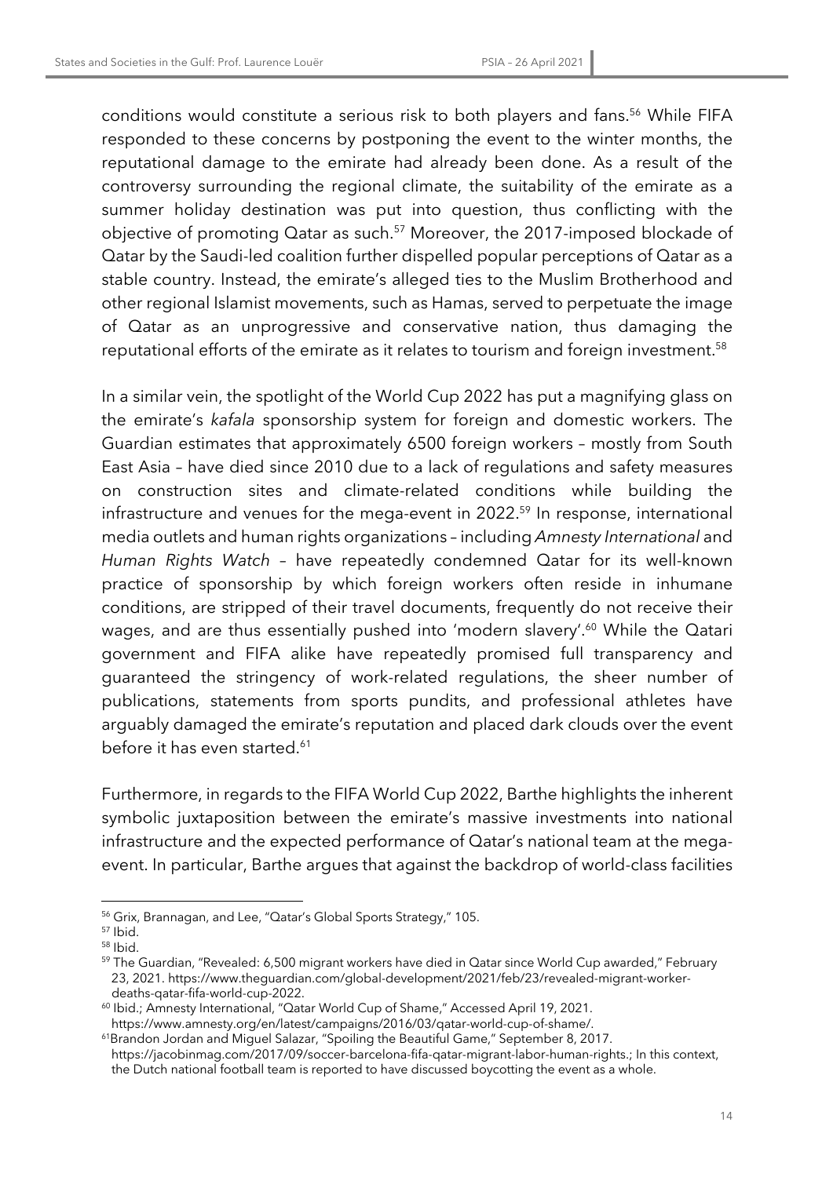conditions would constitute a serious risk to both players and fans.[56] While FIFA responded to these concerns by postponing the event to the winter months, the reputational damage to the emirate had already been done. As a result of the controversy surrounding the regional climate, the suitability of the emirate as a summer holiday destination was put into question, thus conflicting with the objective of promoting Qatar as such.[57] Moreover, the 2017-imposed blockade of Qatar by the Saudi-led coalition further dispelled popular perceptions of Qatar as a stable country. Instead, the emirate's alleged ties to the Muslim Brotherhood and other regional Islamist movements, such as Hamas, served to perpetuate the image of Qatar as an unprogressive and conservative nation, thus damaging the reputational efforts of the emirate as it relates to tourism and foreign investment.[58]

In a similar vein, the spotlight of the World Cup 2022 has put a magnifying glass on the emirate's *kafala* sponsorship system for foreign and domestic workers. The Guardian estimates that approximately 6500 foreign workers – mostly from South East Asia – have died since 2010 due to a lack of regulations and safety measures on construction sites and climate-related conditions while building the infrastructure and venues for the mega-event in 2022.[59] In response, international media outlets and human rights organizations – including *Amnesty International* and *Human Rights Watch* – have repeatedly condemned Qatar for its well-known practice of sponsorship by which foreign workers often reside in inhumane conditions, are stripped of their travel documents, frequently do not receive their wages, and are thus essentially pushed into 'modern slavery'.[60] While the Qatari government and FIFA alike have repeatedly promised full transparency and guaranteed the stringency of work-related regulations, the sheer number of publications, statements from sports pundits, and professional athletes have arguably damaged the emirate's reputation and placed dark clouds over the event before it has even started.[61]

Furthermore, in regards to the FIFA World Cup 2022, Barthe highlights the inherent symbolic juxtaposition between the emirate's massive investments into national infrastructure and the expected performance of Qatar's national team at the mega-event. In particular, Barthe argues that against the backdrop of world-class facilities

---

[56] Grix, Brannagan, and Lee, "Qatar's Global Sports Strategy," 105.

[57] Ibid.

[58] Ibid.

[59] The Guardian, "Revealed: 6,500 migrant workers have died in Qatar since World Cup awarded," February 23, 2021. https://www.theguardian.com/global-development/2021/feb/23/revealed-migrant-worker-deaths-qatar-fifa-world-cup-2022.

[60] Ibid.; Amnesty International, "Qatar World Cup of Shame," Accessed April 19, 2021. https://www.amnesty.org/en/latest/campaigns/2016/03/qatar-world-cup-of-shame/.

[61] Brandon Jordan and Miguel Salazar, "Spoiling the Beautiful Game," September 8, 2017. https://jacobinmag.com/2017/09/soccer-barcelona-fifa-qatar-migrant-labor-human-rights.; In this context, the Dutch national football team is reported to have discussed boycotting the event as a whole.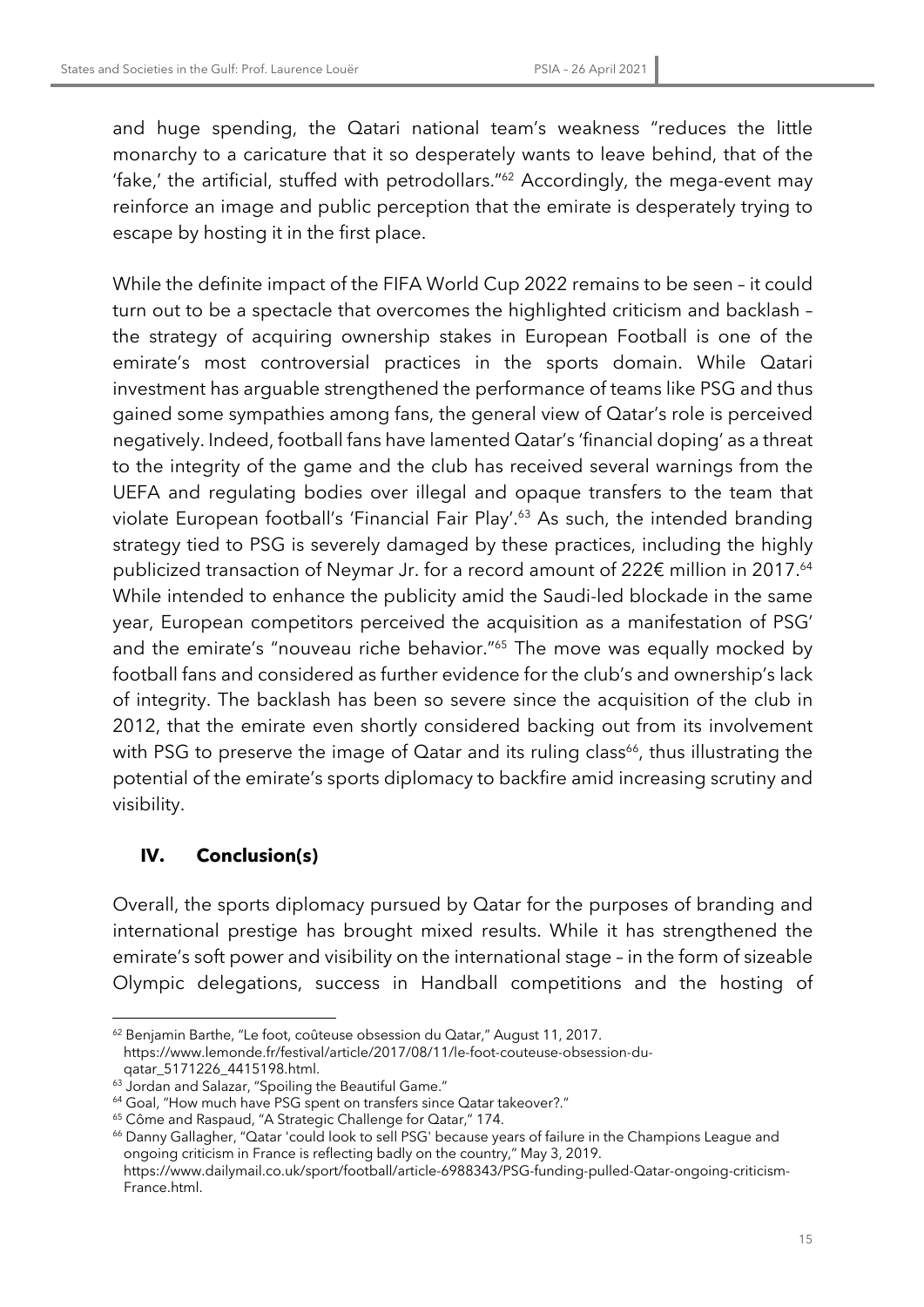and huge spending, the Qatari national team's weakness "reduces the little monarchy to a caricature that it so desperately wants to leave behind, that of the 'fake,' the artificial, stuffed with petrodollars."[62] Accordingly, the mega-event may reinforce an image and public perception that the emirate is desperately trying to escape by hosting it in the first place.

While the definite impact of the FIFA World Cup 2022 remains to be seen – it could turn out to be a spectacle that overcomes the highlighted criticism and backlash – the strategy of acquiring ownership stakes in European Football is one of the emirate's most controversial practices in the sports domain. While Qatari investment has arguable strengthened the performance of teams like PSG and thus gained some sympathies among fans, the general view of Qatar's role is perceived negatively. Indeed, football fans have lamented Qatar's 'financial doping' as a threat to the integrity of the game and the club has received several warnings from the UEFA and regulating bodies over illegal and opaque transfers to the team that violate European football's 'Financial Fair Play'.[63] As such, the intended branding strategy tied to PSG is severely damaged by these practices, including the highly publicized transaction of Neymar Jr. for a record amount of 222€ million in 2017.[64] While intended to enhance the publicity amid the Saudi-led blockade in the same year, European competitors perceived the acquisition as a manifestation of PSG' and the emirate's "nouveau riche behavior."[65] The move was equally mocked by football fans and considered as further evidence for the club's and ownership's lack of integrity. The backlash has been so severe since the acquisition of the club in 2012, that the emirate even shortly considered backing out from its involvement with PSG to preserve the image of Qatar and its ruling class[66], thus illustrating the potential of the emirate's sports diplomacy to backfire amid increasing scrutiny and visibility.

## IV. Conclusion(s)

Overall, the sports diplomacy pursued by Qatar for the purposes of branding and international prestige has brought mixed results. While it has strengthened the emirate's soft power and visibility on the international stage – in the form of sizeable Olympic delegations, success in Handball competitions and the hosting of

---

[62] Benjamin Barthe, "Le foot, coûteuse obsession du Qatar," August 11, 2017. https://www.lemonde.fr/festival/article/2017/08/11/le-foot-couteuse-obsession-du-qatar_5171226_4415198.html.

[63] Jordan and Salazar, "Spoiling the Beautiful Game."

[64] Goal, "How much have PSG spent on transfers since Qatar takeover?."

[65] Côme and Raspaud, "A Strategic Challenge for Qatar," 174.

[66] Danny Gallagher, "Qatar 'could look to sell PSG' because years of failure in the Champions League and ongoing criticism in France is reflecting badly on the country," May 3, 2019. https://www.dailymail.co.uk/sport/football/article-6988343/PSG-funding-pulled-Qatar-ongoing-criticism-France.html.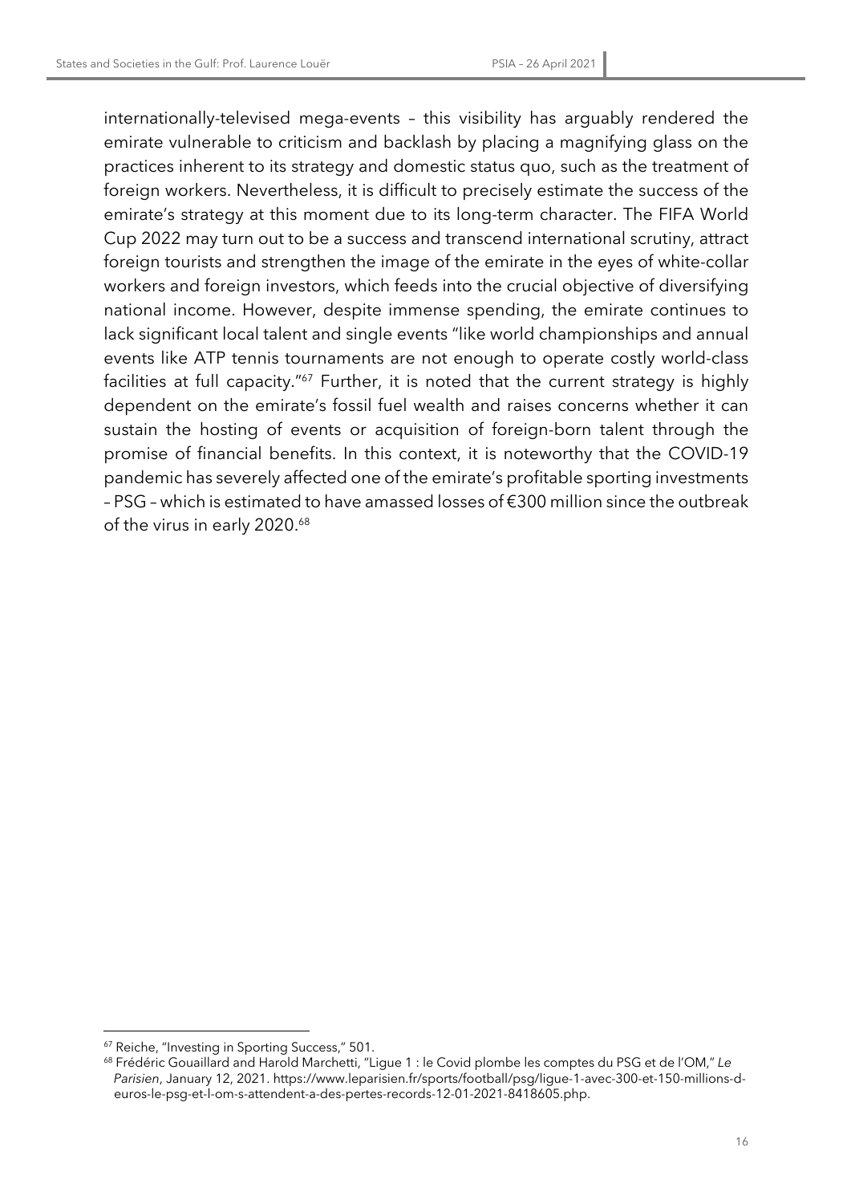internationally-televised mega-events – this visibility has arguably rendered the emirate vulnerable to criticism and backlash by placing a magnifying glass on the practices inherent to its strategy and domestic status quo, such as the treatment of foreign workers. Nevertheless, it is difficult to precisely estimate the success of the emirate's strategy at this moment due to its long-term character. The FIFA World Cup 2022 may turn out to be a success and transcend international scrutiny, attract foreign tourists and strengthen the image of the emirate in the eyes of white-collar workers and foreign investors, which feeds into the crucial objective of diversifying national income. However, despite immense spending, the emirate continues to lack significant local talent and single events "like world championships and annual events like ATP tennis tournaments are not enough to operate costly world-class facilities at full capacity."[67] Further, it is noted that the current strategy is highly dependent on the emirate's fossil fuel wealth and raises concerns whether it can sustain the hosting of events or acquisition of foreign-born talent through the promise of financial benefits. In this context, it is noteworthy that the COVID-19 pandemic has severely affected one of the emirate's profitable sporting investments – PSG – which is estimated to have amassed losses of €300 million since the outbreak of the virus in early 2020.[68]

---

[67] Reiche, "Investing in Sporting Success," 501.

[68] Frédéric Gouaillard and Harold Marchetti, "Ligue 1 : le Covid plombe les comptes du PSG et de l'OM," *Le Parisien*, January 12, 2021. https://www.leparisien.fr/sports/football/psg/ligue-1-avec-300-et-150-millions-d-euros-le-psg-et-l-om-s-attendent-a-des-pertes-records-12-01-2021-8418605.php.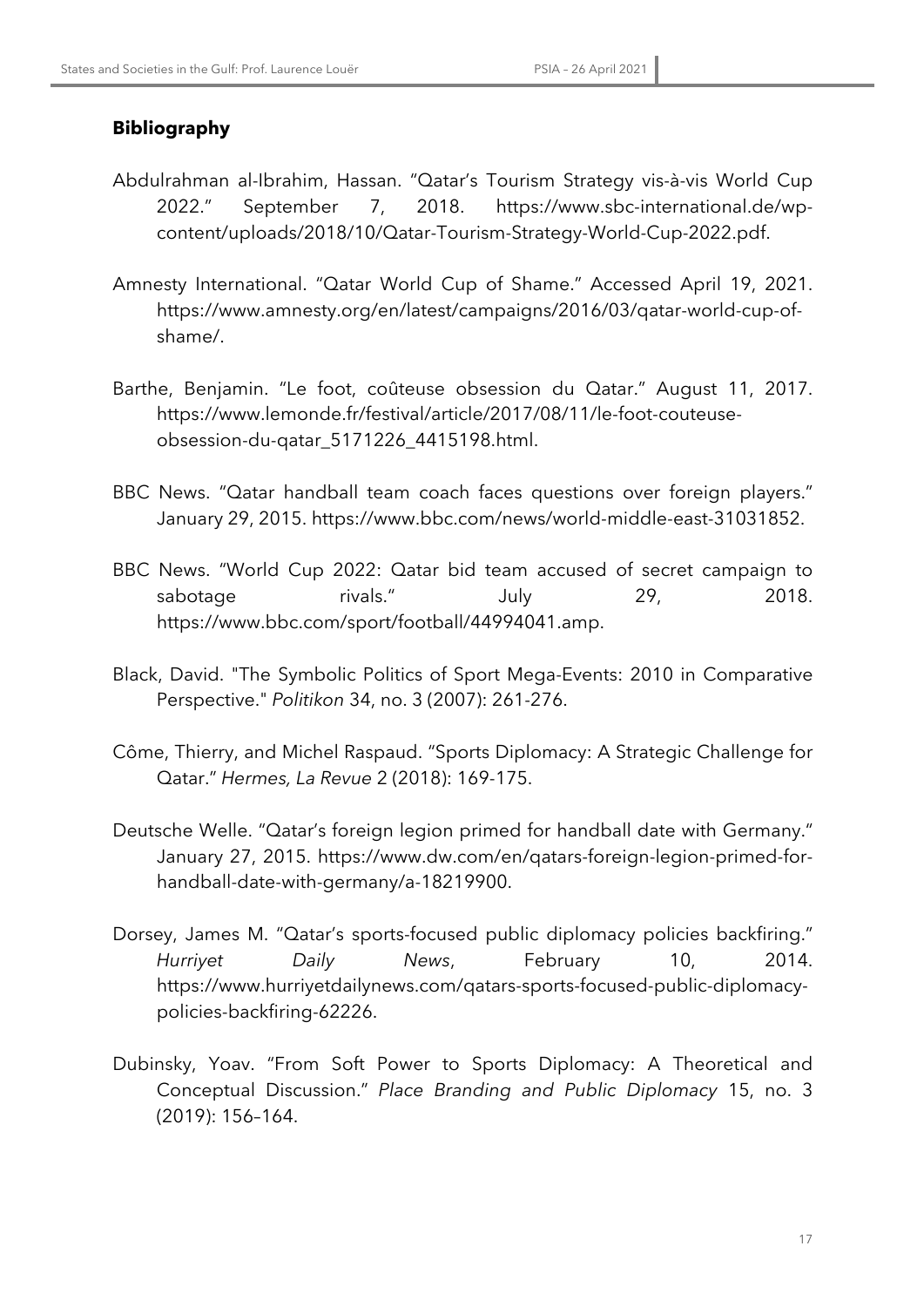## Bibliography

Abdulrahman al-Ibrahim, Hassan. "Qatar's Tourism Strategy vis-à-vis World Cup 2022." September 7, 2018. https://www.sbc-international.de/wp-content/uploads/2018/10/Qatar-Tourism-Strategy-World-Cup-2022.pdf.

Amnesty International. "Qatar World Cup of Shame." Accessed April 19, 2021. https://www.amnesty.org/en/latest/campaigns/2016/03/qatar-world-cup-of-shame/.

Barthe, Benjamin. "Le foot, coûteuse obsession du Qatar." August 11, 2017. https://www.lemonde.fr/festival/article/2017/08/11/le-foot-couteuse-obsession-du-qatar_5171226_4415198.html.

BBC News. "Qatar handball team coach faces questions over foreign players." January 29, 2015. https://www.bbc.com/news/world-middle-east-31031852.

BBC News. "World Cup 2022: Qatar bid team accused of secret campaign to sabotage rivals." July 29, 2018. https://www.bbc.com/sport/football/44994041.amp.

Black, David. "The Symbolic Politics of Sport Mega-Events: 2010 in Comparative Perspective." *Politikon* 34, no. 3 (2007): 261-276.

Côme, Thierry, and Michel Raspaud. "Sports Diplomacy: A Strategic Challenge for Qatar." *Hermes, La Revue* 2 (2018): 169-175.

Deutsche Welle. "Qatar's foreign legion primed for handball date with Germany." January 27, 2015. https://www.dw.com/en/qatars-foreign-legion-primed-for-handball-date-with-germany/a-18219900.

Dorsey, James M. "Qatar's sports-focused public diplomacy policies backfiring." *Hurriyet Daily News*, February 10, 2014. https://www.hurriyetdailynews.com/qatars-sports-focused-public-diplomacy-policies-backfiring-62226.

Dubinsky, Yoav. "From Soft Power to Sports Diplomacy: A Theoretical and Conceptual Discussion." *Place Branding and Public Diplomacy* 15, no. 3 (2019): 156–164.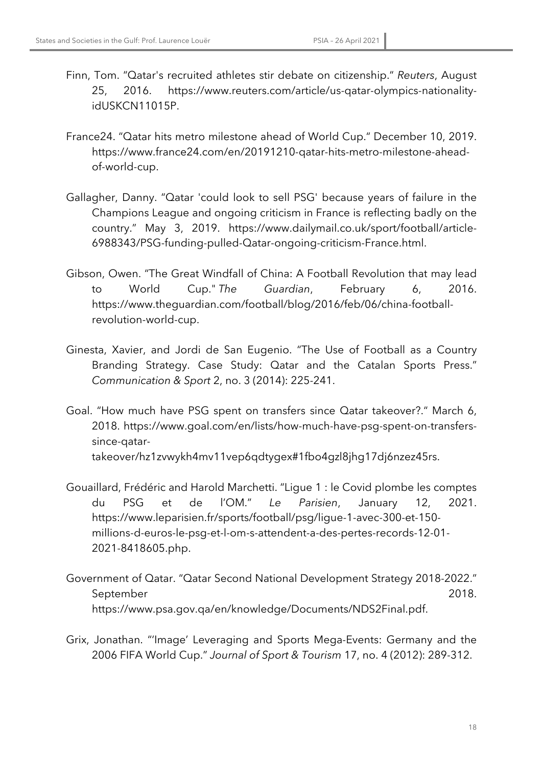Finn, Tom. "Qatar's recruited athletes stir debate on citizenship." *Reuters*, August 25, 2016. https://www.reuters.com/article/us-qatar-olympics-nationality-idUSKCN11015P.

France24. "Qatar hits metro milestone ahead of World Cup." December 10, 2019. https://www.france24.com/en/20191210-qatar-hits-metro-milestone-ahead-of-world-cup.

Gallagher, Danny. "Qatar 'could look to sell PSG' because years of failure in the Champions League and ongoing criticism in France is reflecting badly on the country." May 3, 2019. https://www.dailymail.co.uk/sport/football/article-6988343/PSG-funding-pulled-Qatar-ongoing-criticism-France.html.

Gibson, Owen. "The Great Windfall of China: A Football Revolution that may lead to World Cup." *The Guardian*, February 6, 2016. https://www.theguardian.com/football/blog/2016/feb/06/china-football-revolution-world-cup.

Ginesta, Xavier, and Jordi de San Eugenio. "The Use of Football as a Country Branding Strategy. Case Study: Qatar and the Catalan Sports Press." *Communication & Sport* 2, no. 3 (2014): 225-241.

Goal. "How much have PSG spent on transfers since Qatar takeover?." March 6, 2018. https://www.goal.com/en/lists/how-much-have-psg-spent-on-transfers-since-qatar-takeover/hz1zvwykh4mv11vep6qdtygex#1fbo4gzl8jhg17dj6nzez45rs.

Gouaillard, Frédéric and Harold Marchetti. "Ligue 1 : le Covid plombe les comptes du PSG et de l'OM." *Le Parisien*, January 12, 2021. https://www.leparisien.fr/sports/football/psg/ligue-1-avec-300-et-150-millions-d-euros-le-psg-et-l-om-s-attendent-a-des-pertes-records-12-01-2021-8418605.php.

Government of Qatar. "Qatar Second National Development Strategy 2018-2022." September 2018. https://www.psa.gov.qa/en/knowledge/Documents/NDS2Final.pdf.

Grix, Jonathan. "'Image' Leveraging and Sports Mega-Events: Germany and the 2006 FIFA World Cup." *Journal of Sport & Tourism* 17, no. 4 (2012): 289-312.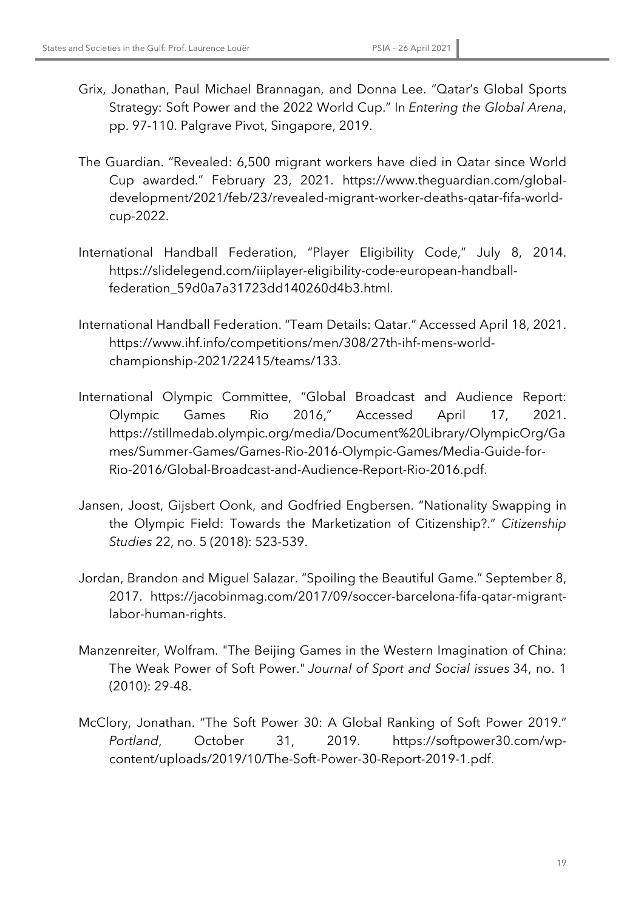Grix, Jonathan, Paul Michael Brannagan, and Donna Lee. "Qatar's Global Sports Strategy: Soft Power and the 2022 World Cup." In *Entering the Global Arena*, pp. 97-110. Palgrave Pivot, Singapore, 2019.

The Guardian. "Revealed: 6,500 migrant workers have died in Qatar since World Cup awarded." February 23, 2021. https://www.theguardian.com/global-development/2021/feb/23/revealed-migrant-worker-deaths-qatar-fifa-world-cup-2022.

International Handball Federation, "Player Eligibility Code," July 8, 2014. https://slidelegend.com/iiiplayer-eligibility-code-european-handball-federation_59d0a7a31723dd140260d4b3.html.

International Handball Federation. "Team Details: Qatar." Accessed April 18, 2021. https://www.ihf.info/competitions/men/308/27th-ihf-mens-world-championship-2021/22415/teams/133.

International Olympic Committee, "Global Broadcast and Audience Report: Olympic Games Rio 2016," Accessed April 17, 2021. https://stillmedab.olympic.org/media/Document%20Library/OlympicOrg/Games/Summer-Games/Games-Rio-2016-Olympic-Games/Media-Guide-for-Rio-2016/Global-Broadcast-and-Audience-Report-Rio-2016.pdf.

Jansen, Joost, Gijsbert Oonk, and Godfried Engbersen. "Nationality Swapping in the Olympic Field: Towards the Marketization of Citizenship?." *Citizenship Studies* 22, no. 5 (2018): 523-539.

Jordan, Brandon and Miguel Salazar. "Spoiling the Beautiful Game." September 8, 2017. https://jacobinmag.com/2017/09/soccer-barcelona-fifa-qatar-migrant-labor-human-rights.

Manzenreiter, Wolfram. "The Beijing Games in the Western Imagination of China: The Weak Power of Soft Power." *Journal of Sport and Social issues* 34, no. 1 (2010): 29-48.

McClory, Jonathan. "The Soft Power 30: A Global Ranking of Soft Power 2019." *Portland*, October 31, 2019. https://softpower30.com/wp-content/uploads/2019/10/The-Soft-Power-30-Report-2019-1.pdf.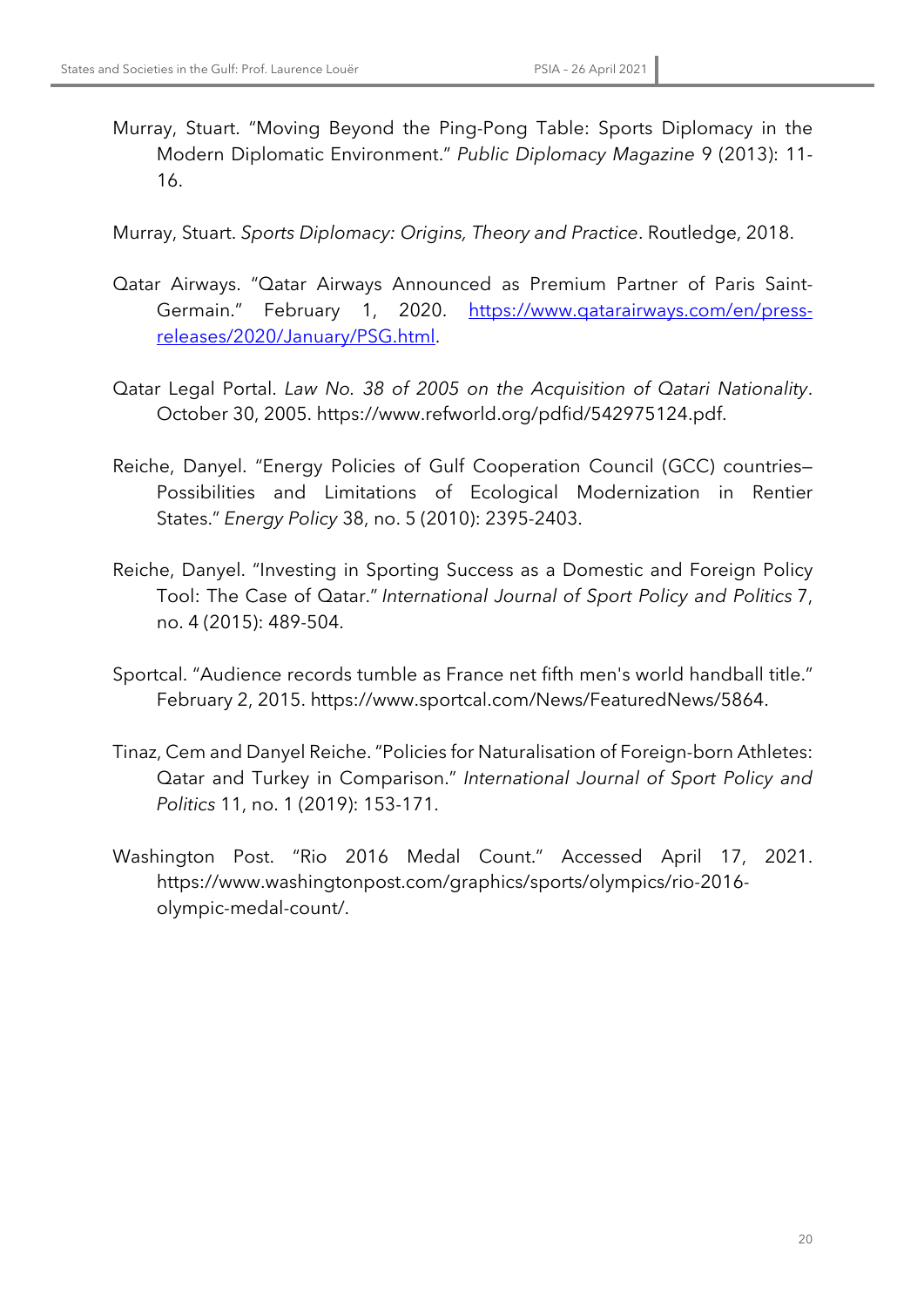Murray, Stuart. "Moving Beyond the Ping-Pong Table: Sports Diplomacy in the Modern Diplomatic Environment." *Public Diplomacy Magazine* 9 (2013): 11-16.

Murray, Stuart. *Sports Diplomacy: Origins, Theory and Practice*. Routledge, 2018.

Qatar Airways. "Qatar Airways Announced as Premium Partner of Paris Saint-Germain." February 1, 2020. [https://www.qatarairways.com/en/press-releases/2020/January/PSG.html](https://www.qatarairways.com/en/press-releases/2020/January/PSG.html).

Qatar Legal Portal. *Law No. 38 of 2005 on the Acquisition of Qatari Nationality*. October 30, 2005. https://www.refworld.org/pdfid/542975124.pdf.

Reiche, Danyel. "Energy Policies of Gulf Cooperation Council (GCC) countries—Possibilities and Limitations of Ecological Modernization in Rentier States." *Energy Policy* 38, no. 5 (2010): 2395-2403.

Reiche, Danyel. "Investing in Sporting Success as a Domestic and Foreign Policy Tool: The Case of Qatar." *International Journal of Sport Policy and Politics* 7, no. 4 (2015): 489-504.

Sportcal. "Audience records tumble as France net fifth men's world handball title." February 2, 2015. https://www.sportcal.com/News/FeaturedNews/5864.

Tinaz, Cem and Danyel Reiche. "Policies for Naturalisation of Foreign-born Athletes: Qatar and Turkey in Comparison." *International Journal of Sport Policy and Politics* 11, no. 1 (2019): 153-171.

Washington Post. "Rio 2016 Medal Count." Accessed April 17, 2021. https://www.washingtonpost.com/graphics/sports/olympics/rio-2016-olympic-medal-count/.